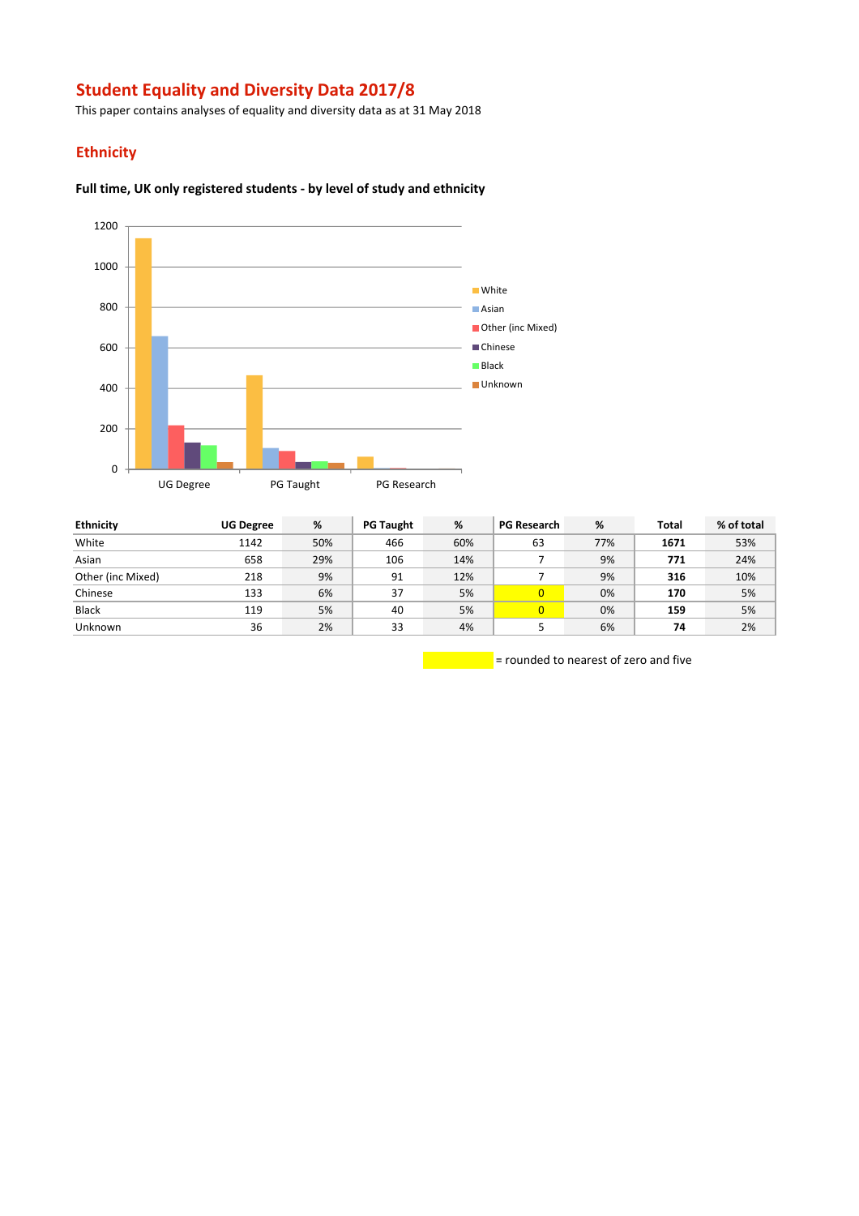# Student Equality and Diversity Data 2017/8

This paper contains analyses of equality and diversity data as at 31 May 2018

## Ethnicity

### Full time, UK only registered students - by level of study and ethnicity

| Ethnicity | UG Degree | % | PG Taught | % | PG Research | % | Total | % of total |
|---|---|---|---|---|---|---|---|---|
| White | 1142 | 50% | 466 | 60% | 63 | 77% | **1671** | 53% |
| Asian | 658 | 29% | 106 | 14% | 7 | 9% | **771** | 24% |
| Other (inc Mixed) | 218 | 9% | 91 | 12% | 7 | 9% | **316** | 10% |
| Chinese | 133 | 6% | 37 | 5% | 0 | 0% | **170** | 5% |
| Black | 119 | 5% | 40 | 5% | 0 | 0% | **159** | 5% |
| Unknown | 36 | 2% | 33 | 4% | 5 | 6% | **74** | 2% |

= rounded to nearest of zero and five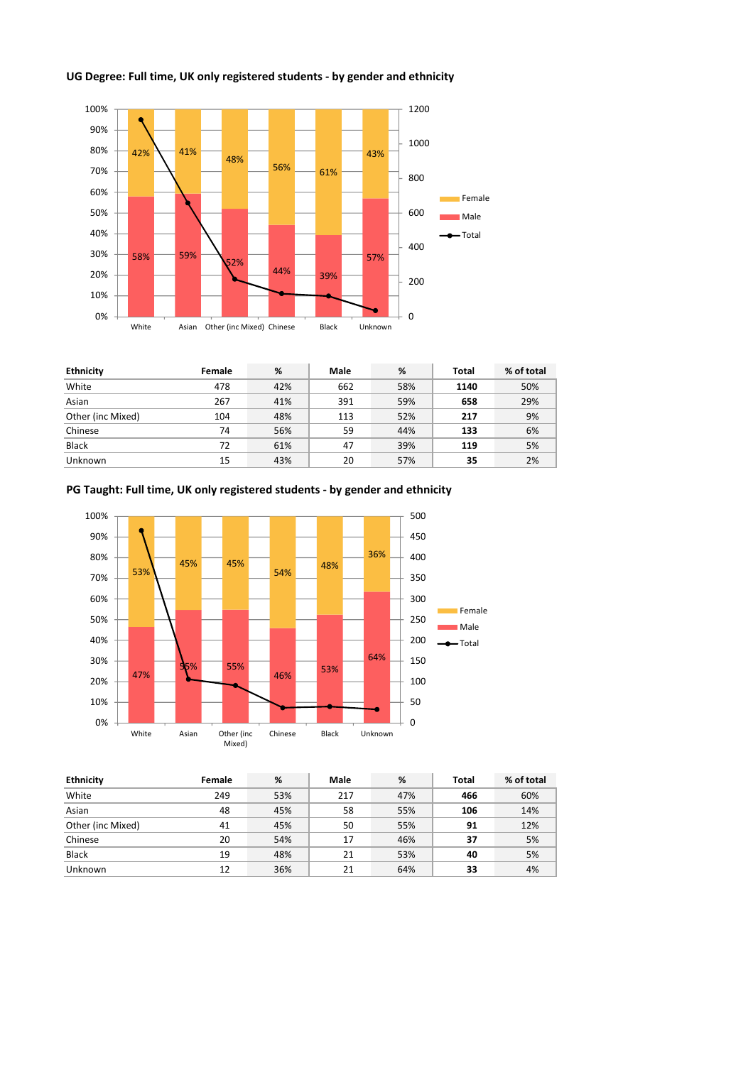## UG Degree: Full time, UK only registered students - by gender and ethnicity

| Ethnicity | Female | % | Male | % | Total | % of total |
|---|---|---|---|---|---|---|
| White | 478 | 42% | 662 | 58% | **1140** | 50% |
| Asian | 267 | 41% | 391 | 59% | **658** | 29% |
| Other (inc Mixed) | 104 | 48% | 113 | 52% | **217** | 9% |
| Chinese | 74 | 56% | 59 | 44% | **133** | 6% |
| Black | 72 | 61% | 47 | 39% | **119** | 5% |
| Unknown | 15 | 43% | 20 | 57% | **35** | 2% |

## PG Taught: Full time, UK only registered students - by gender and ethnicity

| Ethnicity | Female | % | Male | % | Total | % of total |
|---|---|---|---|---|---|---|
| White | 249 | 53% | 217 | 47% | **466** | 60% |
| Asian | 48 | 45% | 58 | 55% | **106** | 14% |
| Other (inc Mixed) | 41 | 45% | 50 | 55% | **91** | 12% |
| Chinese | 20 | 54% | 17 | 46% | **37** | 5% |
| Black | 19 | 48% | 21 | 53% | **40** | 5% |
| Unknown | 12 | 36% | 21 | 64% | **33** | 4% |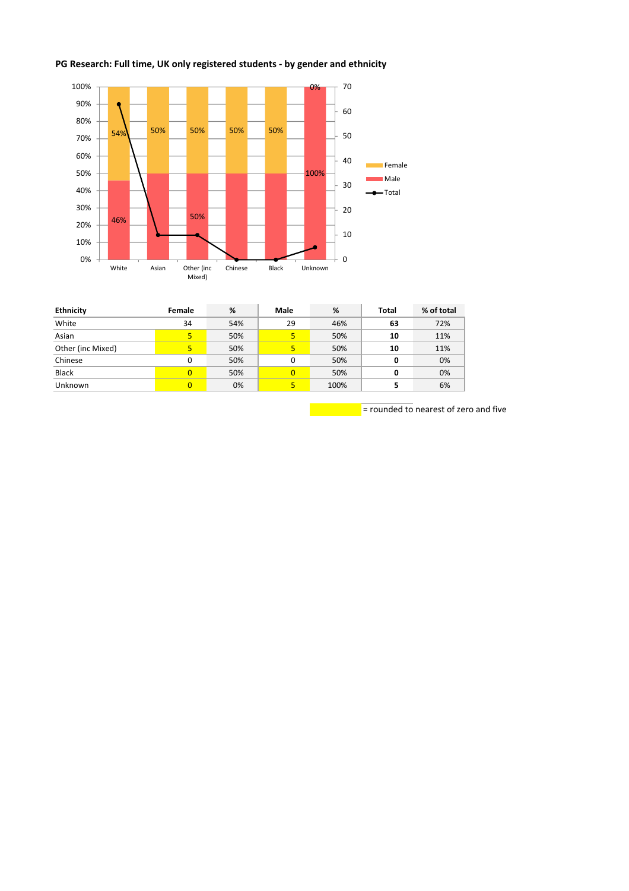## PG Research: Full time, UK only registered students - by gender and ethnicity

| Ethnicity | Female | % | Male | % | Total | % of total |
|---|---|---|---|---|---|---|
| White | 34 | 54% | 29 | 46% | **63** | 72% |
| Asian | 5 | 50% | 5 | 50% | **10** | 11% |
| Other (inc Mixed) | 5 | 50% | 5 | 50% | **10** | 11% |
| Chinese | 0 | 50% | 0 | 50% | **0** | 0% |
| Black | 0 | 50% | 0 | 50% | **0** | 0% |
| Unknown | 0 | 0% | 5 | 100% | **5** | 6% |

= rounded to nearest of zero and five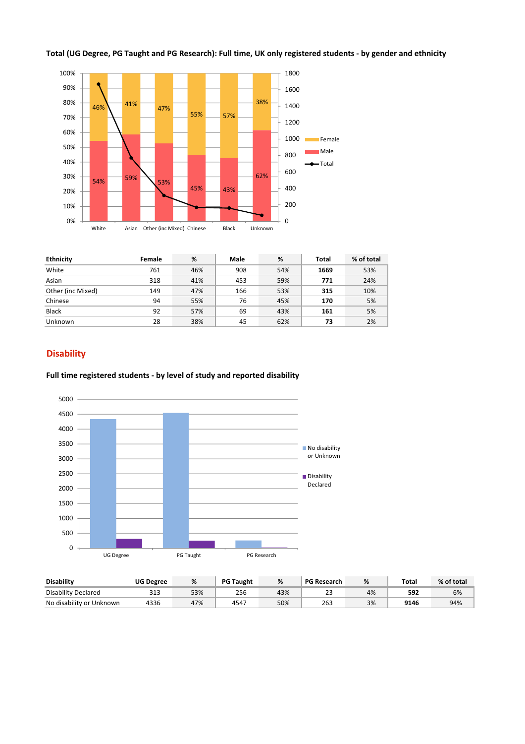**Total (UG Degree, PG Taught and PG Research): Full time, UK only registered students - by gender and ethnicity**

| Ethnicity | Female | % | Male | % | Total | % of total |
|---|---|---|---|---|---|---|
| White | 761 | 46% | 908 | 54% | **1669** | 53% |
| Asian | 318 | 41% | 453 | 59% | **771** | 24% |
| Other (inc Mixed) | 149 | 47% | 166 | 53% | **315** | 10% |
| Chinese | 94 | 55% | 76 | 45% | **170** | 5% |
| Black | 92 | 57% | 69 | 43% | **161** | 5% |
| Unknown | 28 | 38% | 45 | 62% | **73** | 2% |

## Disability

**Full time registered students - by level of study and reported disability**

| Disability | UG Degree | % | PG Taught | % | PG Research | % | Total | % of total |
|---|---|---|---|---|---|---|---|---|
| Disability Declared | 313 | 53% | 256 | 43% | 23 | 4% | **592** | 6% |
| No disability or Unknown | 4336 | 47% | 4547 | 50% | 263 | 3% | **9146** | 94% |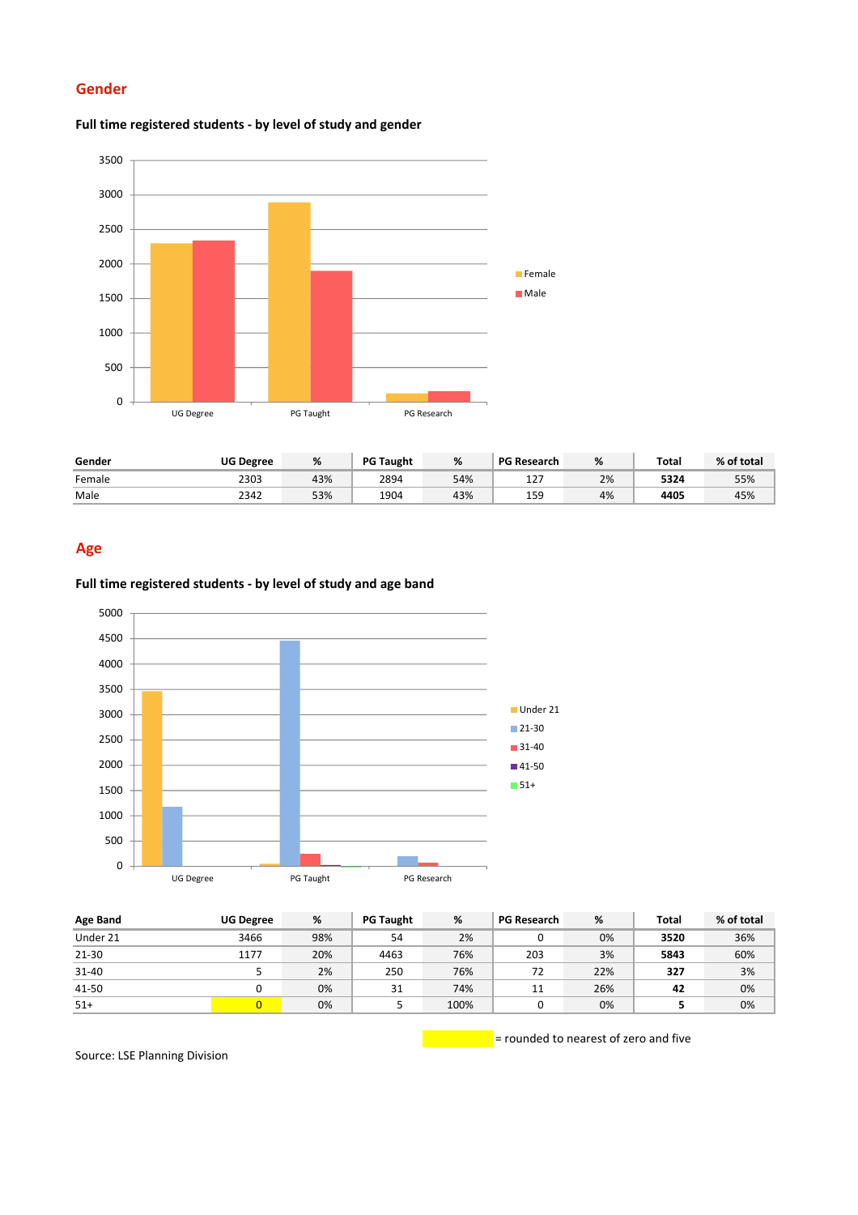## Gender

### Full time registered students - by level of study and gender

3500
3000
2500
2000
1500
1000
500
0

UG Degree
PG Taught
PG Research

Female
Male

| Gender | UG Degree | % | PG Taught | % | PG Research | % | Total | % of total |
|---|---|---|---|---|---|---|---|---|
| Female | 2303 | 43% | 2894 | 54% | 127 | 2% | **5324** | 55% |
| Male | 2342 | 53% | 1904 | 43% | 159 | 4% | **4405** | 45% |

## Age

### Full time registered students - by level of study and age band

5000
4500
4000
3500
3000
2500
2000
1500
1000
500
0

UG Degree
PG Taught
PG Research

Under 21
21-30
31-40
41-50
51+

| Age Band | UG Degree | % | PG Taught | % | PG Research | % | Total | % of total |
|---|---|---|---|---|---|---|---|---|
| Under 21 | 3466 | 98% | 54 | 2% | 0 | 0% | **3520** | 36% |
| 21-30 | 1177 | 20% | 4463 | 76% | 203 | 3% | **5843** | 60% |
| 31-40 | 5 | 2% | 250 | 76% | 72 | 22% | **327** | 3% |
| 41-50 | 0 | 0% | 31 | 74% | 11 | 26% | **42** | 0% |
| 51+ | 0 | 0% | 5 | 100% | 0 | 0% | **5** | 0% |

= rounded to nearest of zero and five

Source: LSE Planning Division